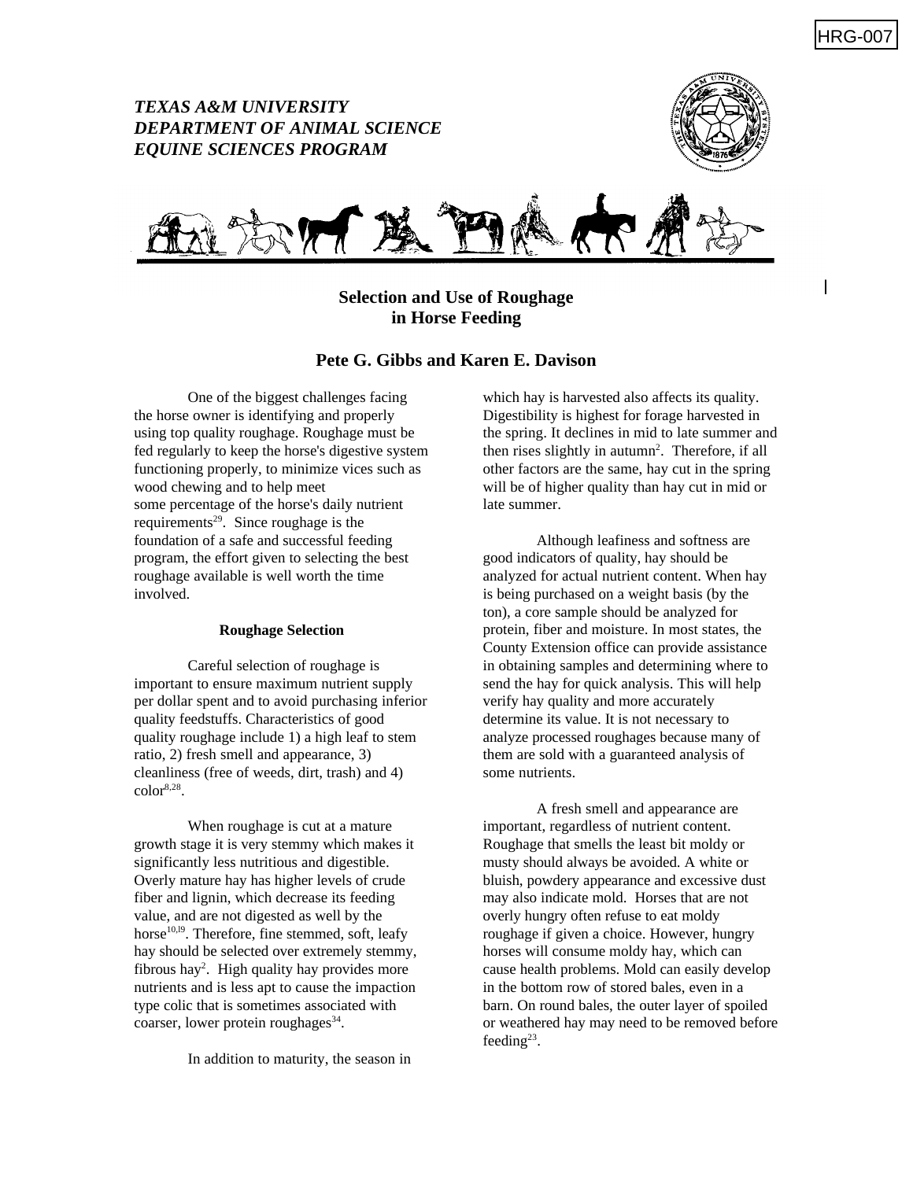HRG-007

*TEXAS A&M UNIVERSITY*
*DEPARTMENT OF ANIMAL SCIENCE*
*EQUINE SCIENCES PROGRAM*

# Selection and Use of Roughage in Horse Feeding

**Pete G. Gibbs and Karen E. Davison**

One of the biggest challenges facing the horse owner is identifying and properly using top quality roughage. Roughage must be fed regularly to keep the horse's digestive system functioning properly, to minimize vices such as wood chewing and to help meet some percentage of the horse's daily nutrient requirements[29]. Since roughage is the foundation of a safe and successful feeding program, the effort given to selecting the best roughage available is well worth the time involved.

## Roughage Selection

Careful selection of roughage is important to ensure maximum nutrient supply per dollar spent and to avoid purchasing inferior quality feedstuffs. Characteristics of good quality roughage include 1) a high leaf to stem ratio, 2) fresh smell and appearance, 3) cleanliness (free of weeds, dirt, trash) and 4) color[8,28].

When roughage is cut at a mature growth stage it is very stemmy which makes it significantly less nutritious and digestible. Overly mature hay has higher levels of crude fiber and lignin, which decrease its feeding value, and are not digested as well by the horse[10,19]. Therefore, fine stemmed, soft, leafy hay should be selected over extremely stemmy, fibrous hay[2]. High quality hay provides more nutrients and is less apt to cause the impaction type colic that is sometimes associated with coarser, lower protein roughages[34].

In addition to maturity, the season in which hay is harvested also affects its quality. Digestibility is highest for forage harvested in the spring. It declines in mid to late summer and then rises slightly in autumn[2]. Therefore, if all other factors are the same, hay cut in the spring will be of higher quality than hay cut in mid or late summer.

Although leafiness and softness are good indicators of quality, hay should be analyzed for actual nutrient content. When hay is being purchased on a weight basis (by the ton), a core sample should be analyzed for protein, fiber and moisture. In most states, the County Extension office can provide assistance in obtaining samples and determining where to send the hay for quick analysis. This will help verify hay quality and more accurately determine its value. It is not necessary to analyze processed roughages because many of them are sold with a guaranteed analysis of some nutrients.

A fresh smell and appearance are important, regardless of nutrient content. Roughage that smells the least bit moldy or musty should always be avoided. A white or bluish, powdery appearance and excessive dust may also indicate mold. Horses that are not overly hungry often refuse to eat moldy roughage if given a choice. However, hungry horses will consume moldy hay, which can cause health problems. Mold can easily develop in the bottom row of stored bales, even in a barn. On round bales, the outer layer of spoiled or weathered hay may need to be removed before feeding[23].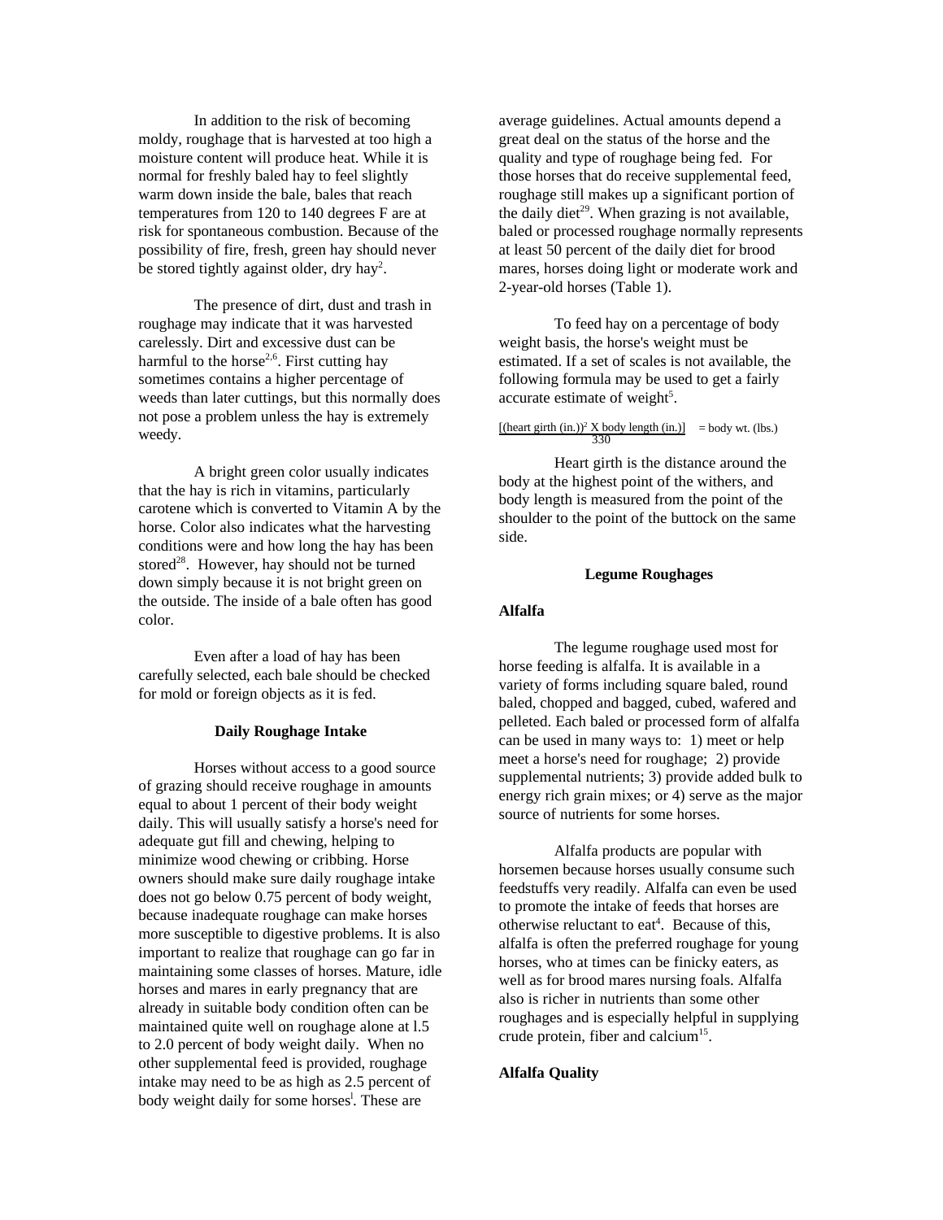In addition to the risk of becoming moldy, roughage that is harvested at too high a moisture content will produce heat. While it is normal for freshly baled hay to feel slightly warm down inside the bale, bales that reach temperatures from 120 to 140 degrees F are at risk for spontaneous combustion. Because of the possibility of fire, fresh, green hay should never be stored tightly against older, dry hay[2].

The presence of dirt, dust and trash in roughage may indicate that it was harvested carelessly. Dirt and excessive dust can be harmful to the horse[2,6]. First cutting hay sometimes contains a higher percentage of weeds than later cuttings, but this normally does not pose a problem unless the hay is extremely weedy.

A bright green color usually indicates that the hay is rich in vitamins, particularly carotene which is converted to Vitamin A by the horse. Color also indicates what the harvesting conditions were and how long the hay has been stored[28]. However, hay should not be turned down simply because it is not bright green on the outside. The inside of a bale often has good color.

Even after a load of hay has been carefully selected, each bale should be checked for mold or foreign objects as it is fed.

### Daily Roughage Intake

Horses without access to a good source of grazing should receive roughage in amounts equal to about 1 percent of their body weight daily. This will usually satisfy a horse's need for adequate gut fill and chewing, helping to minimize wood chewing or cribbing. Horse owners should make sure daily roughage intake does not go below 0.75 percent of body weight, because inadequate roughage can make horses more susceptible to digestive problems. It is also important to realize that roughage can go far in maintaining some classes of horses. Mature, idle horses and mares in early pregnancy that are already in suitable body condition often can be maintained quite well on roughage alone at l.5 to 2.0 percent of body weight daily. When no other supplemental feed is provided, roughage intake may need to be as high as 2.5 percent of body weight daily for some horses[1]. These are average guidelines. Actual amounts depend a great deal on the status of the horse and the quality and type of roughage being fed. For those horses that do receive supplemental feed, roughage still makes up a significant portion of the daily diet[29]. When grazing is not available, baled or processed roughage normally represents at least 50 percent of the daily diet for brood mares, horses doing light or moderate work and 2-year-old horses (Table 1).

To feed hay on a percentage of body weight basis, the horse's weight must be estimated. If a set of scales is not available, the following formula may be used to get a fairly accurate estimate of weight[5].

$$\frac{(\text{heart girth (in.)})^2 \times \text{body length (in.)}}{330} = \text{body wt. (lbs.)}$$

Heart girth is the distance around the body at the highest point of the withers, and body length is measured from the point of the shoulder to the point of the buttock on the same side.

### Legume Roughages

#### Alfalfa

The legume roughage used most for horse feeding is alfalfa. It is available in a variety of forms including square baled, round baled, chopped and bagged, cubed, wafered and pelleted. Each baled or processed form of alfalfa can be used in many ways to: 1) meet or help meet a horse's need for roughage; 2) provide supplemental nutrients; 3) provide added bulk to energy rich grain mixes; or 4) serve as the major source of nutrients for some horses.

Alfalfa products are popular with horsemen because horses usually consume such feedstuffs very readily. Alfalfa can even be used to promote the intake of feeds that horses are otherwise reluctant to eat[4]. Because of this, alfalfa is often the preferred roughage for young horses, who at times can be finicky eaters, as well as for brood mares nursing foals. Alfalfa also is richer in nutrients than some other roughages and is especially helpful in supplying crude protein, fiber and calcium[15].

#### Alfalfa Quality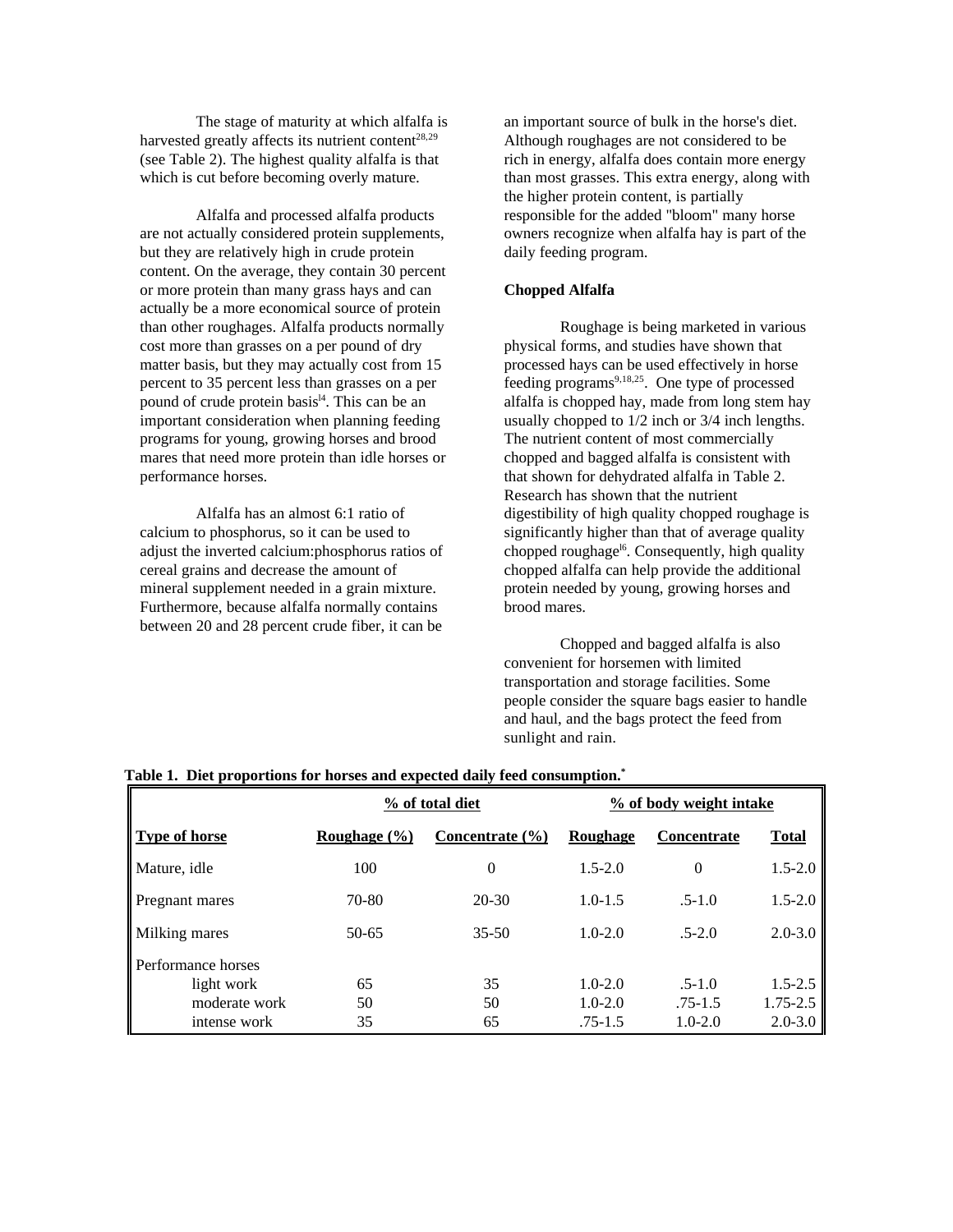The stage of maturity at which alfalfa is harvested greatly affects its nutrient content[28,29] (see Table 2). The highest quality alfalfa is that which is cut before becoming overly mature.

Alfalfa and processed alfalfa products are not actually considered protein supplements, but they are relatively high in crude protein content. On the average, they contain 30 percent or more protein than many grass hays and can actually be a more economical source of protein than other roughages. Alfalfa products normally cost more than grasses on a per pound of dry matter basis, but they may actually cost from 15 percent to 35 percent less than grasses on a per pound of crude protein basis[14]. This can be an important consideration when planning feeding programs for young, growing horses and brood mares that need more protein than idle horses or performance horses.

Alfalfa has an almost 6:1 ratio of calcium to phosphorus, so it can be used to adjust the inverted calcium:phosphorus ratios of cereal grains and decrease the amount of mineral supplement needed in a grain mixture. Furthermore, because alfalfa normally contains between 20 and 28 percent crude fiber, it can be an important source of bulk in the horse's diet. Although roughages are not considered to be rich in energy, alfalfa does contain more energy than most grasses. This extra energy, along with the higher protein content, is partially responsible for the added "bloom" many horse owners recognize when alfalfa hay is part of the daily feeding program.

**Chopped Alfalfa**

Roughage is being marketed in various physical forms, and studies have shown that processed hays can be used effectively in horse feeding programs[9,18,25]. One type of processed alfalfa is chopped hay, made from long stem hay usually chopped to 1/2 inch or 3/4 inch lengths. The nutrient content of most commercially chopped and bagged alfalfa is consistent with that shown for dehydrated alfalfa in Table 2. Research has shown that the nutrient digestibility of high quality chopped roughage is significantly higher than that of average quality chopped roughage[16]. Consequently, high quality chopped alfalfa can help provide the additional protein needed by young, growing horses and brood mares.

Chopped and bagged alfalfa is also convenient for horsemen with limited transportation and storage facilities. Some people consider the square bags easier to handle and haul, and the bags protect the feed from sunlight and rain.

**Table 1. Diet proportions for horses and expected daily feed consumption.***

| | % of total diet | | % of body weight intake | | |
|---|---|---|---|---|---|
| **Type of horse** | **Roughage (%)** | **Concentrate (%)** | **Roughage** | **Concentrate** | **Total** |
| Mature, idle | 100 | 0 | 1.5-2.0 | 0 | 1.5-2.0 |
| Pregnant mares | 70-80 | 20-30 | 1.0-1.5 | .5-1.0 | 1.5-2.0 |
| Milking mares | 50-65 | 35-50 | 1.0-2.0 | .5-2.0 | 2.0-3.0 |
| Performance horses | | | | | |
| light work | 65 | 35 | 1.0-2.0 | .5-1.0 | 1.5-2.5 |
| moderate work | 50 | 50 | 1.0-2.0 | .75-1.5 | 1.75-2.5 |
| intense work | 35 | 65 | .75-1.5 | 1.0-2.0 | 2.0-3.0 |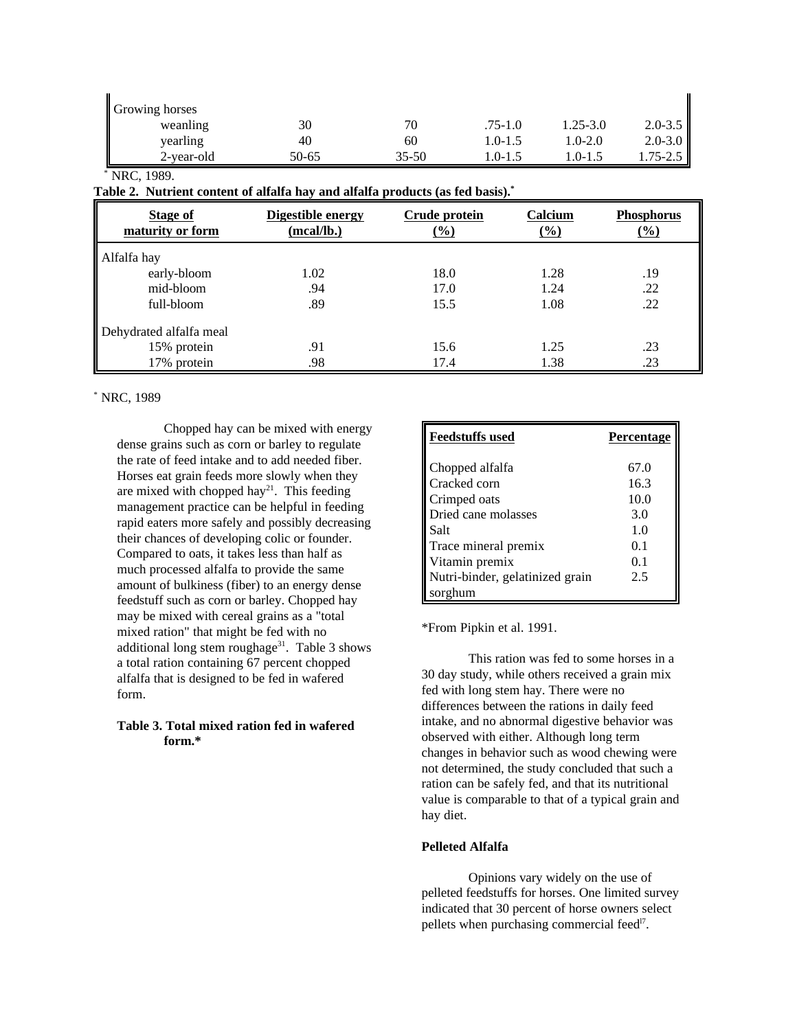| Growing horses | | | | | |
|---|---|---|---|---|---|
| weanling | 30 | 70 | .75-1.0 | 1.25-3.0 | 2.0-3.5 |
| yearling | 40 | 60 | 1.0-1.5 | 1.0-2.0 | 2.0-3.0 |
| 2-year-old | 50-65 | 35-50 | 1.0-1.5 | 1.0-1.5 | 1.75-2.5 |

* NRC, 1989.

**Table 2. Nutrient content of alfalfa hay and alfalfa products (as fed basis).***

| Stage of maturity or form | Digestible energy (mcal/lb.) | Crude protein (%) | Calcium (%) | Phosphorus (%) |
|---|---|---|---|---|
| Alfalfa hay | | | | |
| early-bloom | 1.02 | 18.0 | 1.28 | .19 |
| mid-bloom | .94 | 17.0 | 1.24 | .22 |
| full-bloom | .89 | 15.5 | 1.08 | .22 |
| Dehydrated alfalfa meal | | | | |
| 15% protein | .91 | 15.6 | 1.25 | .23 |
| 17% protein | .98 | 17.4 | 1.38 | .23 |

* NRC, 1989

Chopped hay can be mixed with energy dense grains such as corn or barley to regulate the rate of feed intake and to add needed fiber. Horses eat grain feeds more slowly when they are mixed with chopped hay[21]. This feeding management practice can be helpful in feeding rapid eaters more safely and possibly decreasing their chances of developing colic or founder. Compared to oats, it takes less than half as much processed alfalfa to provide the same amount of bulkiness (fiber) to an energy dense feedstuff such as corn or barley. Chopped hay may be mixed with cereal grains as a "total mixed ration" that might be fed with no additional long stem roughage[31]. Table 3 shows a total ration containing 67 percent chopped alfalfa that is designed to be fed in wafered form.

**Table 3. Total mixed ration fed in wafered form.***

| Feedstuffs used | Percentage |
|---|---|
| Chopped alfalfa | 67.0 |
| Cracked corn | 16.3 |
| Crimped oats | 10.0 |
| Dried cane molasses | 3.0 |
| Salt | 1.0 |
| Trace mineral premix | 0.1 |
| Vitamin premix | 0.1 |
| Nutri-binder, gelatinized grain sorghum | 2.5 |

*From Pipkin et al. 1991.

This ration was fed to some horses in a 30 day study, while others received a grain mix fed with long stem hay. There were no differences between the rations in daily feed intake, and no abnormal digestive behavior was observed with either. Although long term changes in behavior such as wood chewing were not determined, the study concluded that such a ration can be safely fed, and that its nutritional value is comparable to that of a typical grain and hay diet.

### Pelleted Alfalfa

Opinions vary widely on the use of pelleted feedstuffs for horses. One limited survey indicated that 30 percent of horse owners select pellets when purchasing commercial feed[17].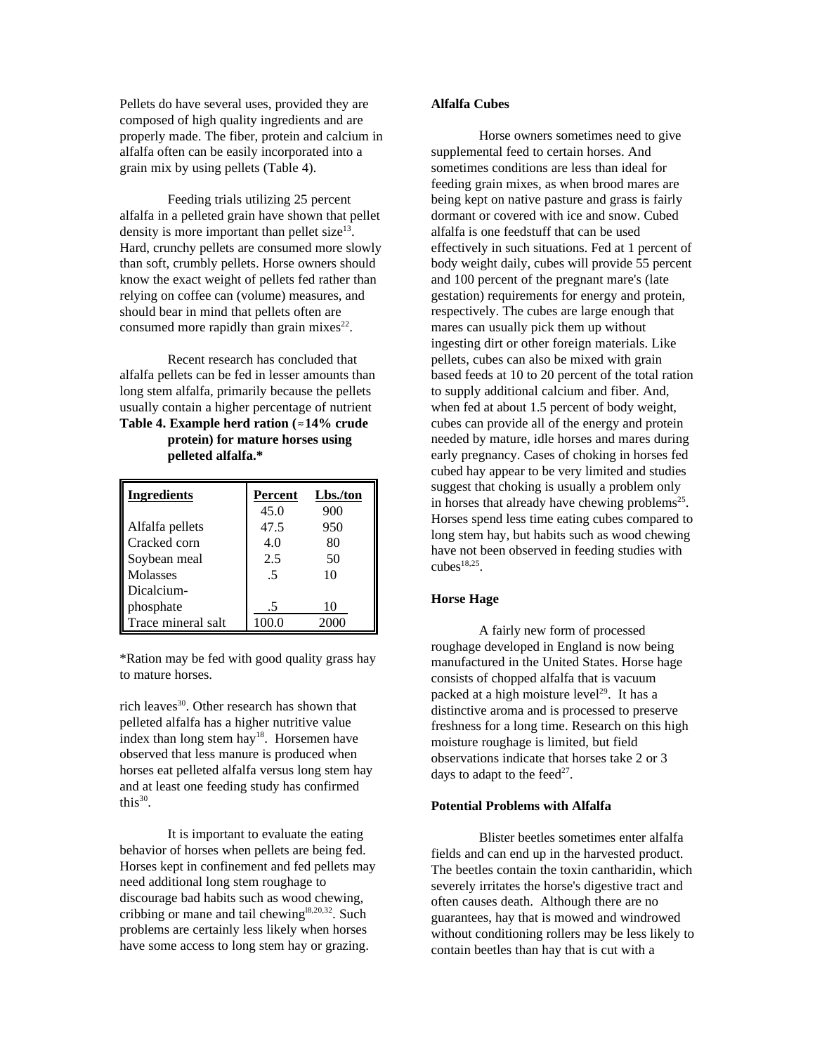Pellets do have several uses, provided they are composed of high quality ingredients and are properly made. The fiber, protein and calcium in alfalfa often can be easily incorporated into a grain mix by using pellets (Table 4).

Feeding trials utilizing 25 percent alfalfa in a pelleted grain have shown that pellet density is more important than pellet size[13]. Hard, crunchy pellets are consumed more slowly than soft, crumbly pellets. Horse owners should know the exact weight of pellets fed rather than relying on coffee can (volume) measures, and should bear in mind that pellets often are consumed more rapidly than grain mixes[22].

Recent research has concluded that alfalfa pellets can be fed in lesser amounts than long stem alfalfa, primarily because the pellets usually contain a higher percentage of nutrient rich leaves[30]. Other research has shown that pelleted alfalfa has a higher nutritive value index than long stem hay[18]. Horsemen have observed that less manure is produced when horses eat pelleted alfalfa versus long stem hay and at least one feeding study has confirmed this[30].

**Table 4. Example herd ration (≈14% crude protein) for mature horses using pelleted alfalfa.***

| Ingredients | Percent | Lbs./ton |
|---|---|---|
| | 45.0 | 900 |
| Alfalfa pellets | 47.5 | 950 |
| Cracked corn | 4.0 | 80 |
| Soybean meal | 2.5 | 50 |
| Molasses | .5 | 10 |
| Dicalcium-phosphate | .5 | 10 |
| Trace mineral salt | 100.0 | 2000 |

*Ration may be fed with good quality grass hay to mature horses.

It is important to evaluate the eating behavior of horses when pellets are being fed. Horses kept in confinement and fed pellets may need additional long stem roughage to discourage bad habits such as wood chewing, cribbing or mane and tail chewing[18,20,32]. Such problems are certainly less likely when horses have some access to long stem hay or grazing.

**Alfalfa Cubes**

Horse owners sometimes need to give supplemental feed to certain horses. And sometimes conditions are less than ideal for feeding grain mixes, as when brood mares are being kept on native pasture and grass is fairly dormant or covered with ice and snow. Cubed alfalfa is one feedstuff that can be used effectively in such situations. Fed at 1 percent of body weight daily, cubes will provide 55 percent and 100 percent of the pregnant mare's (late gestation) requirements for energy and protein, respectively. The cubes are large enough that mares can usually pick them up without ingesting dirt or other foreign materials. Like pellets, cubes can also be mixed with grain based feeds at 10 to 20 percent of the total ration to supply additional calcium and fiber. And, when fed at about 1.5 percent of body weight, cubes can provide all of the energy and protein needed by mature, idle horses and mares during early pregnancy. Cases of choking in horses fed cubed hay appear to be very limited and studies suggest that choking is usually a problem only in horses that already have chewing problems[25]. Horses spend less time eating cubes compared to long stem hay, but habits such as wood chewing have not been observed in feeding studies with cubes[18,25].

**Horse Hage**

A fairly new form of processed roughage developed in England is now being manufactured in the United States. Horse hage consists of chopped alfalfa that is vacuum packed at a high moisture level[29]. It has a distinctive aroma and is processed to preserve freshness for a long time. Research on this high moisture roughage is limited, but field observations indicate that horses take 2 or 3 days to adapt to the feed[27].

**Potential Problems with Alfalfa**

Blister beetles sometimes enter alfalfa fields and can end up in the harvested product. The beetles contain the toxin cantharidin, which severely irritates the horse's digestive tract and often causes death. Although there are no guarantees, hay that is mowed and windrowed without conditioning rollers may be less likely to contain beetles than hay that is cut with a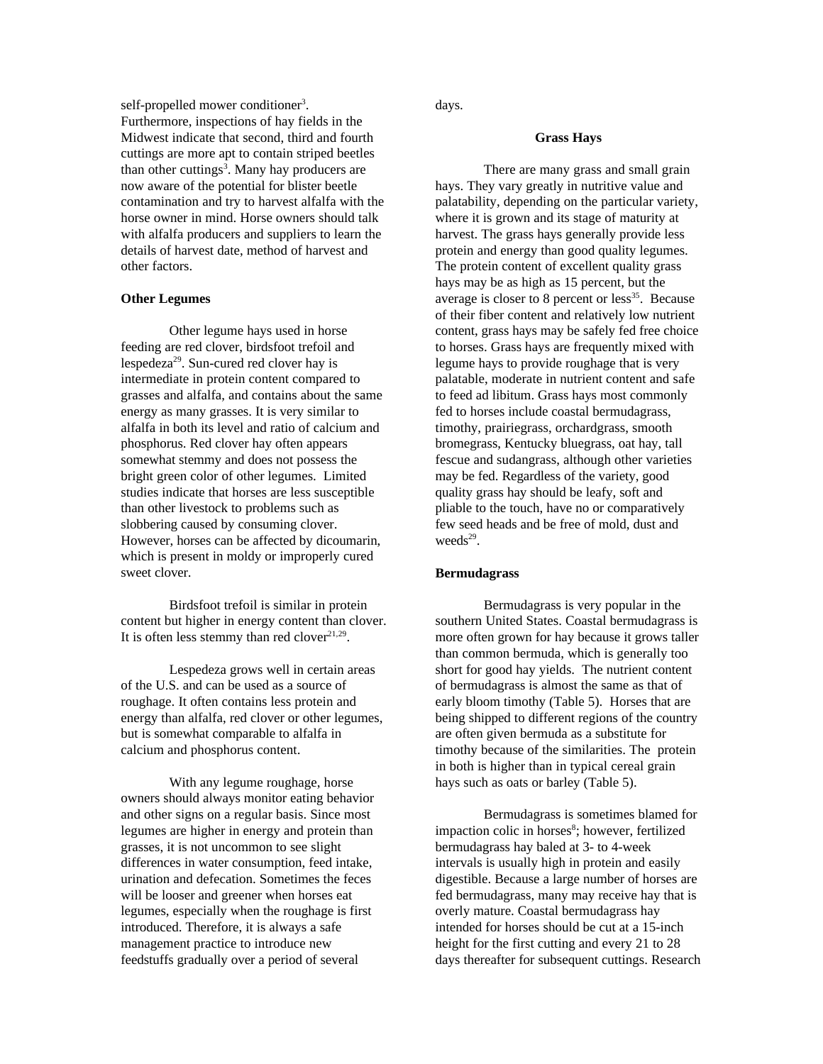self-propelled mower conditioner[3]. Furthermore, inspections of hay fields in the Midwest indicate that second, third and fourth cuttings are more apt to contain striped beetles than other cuttings[3]. Many hay producers are now aware of the potential for blister beetle contamination and try to harvest alfalfa with the horse owner in mind. Horse owners should talk with alfalfa producers and suppliers to learn the details of harvest date, method of harvest and other factors.

### Other Legumes

Other legume hays used in horse feeding are red clover, birdsfoot trefoil and lespedeza[29]. Sun-cured red clover hay is intermediate in protein content compared to grasses and alfalfa, and contains about the same energy as many grasses. It is very similar to alfalfa in both its level and ratio of calcium and phosphorus. Red clover hay often appears somewhat stemmy and does not possess the bright green color of other legumes. Limited studies indicate that horses are less susceptible than other livestock to problems such as slobbering caused by consuming clover. However, horses can be affected by dicoumarin, which is present in moldy or improperly cured sweet clover.

Birdsfoot trefoil is similar in protein content but higher in energy content than clover. It is often less stemmy than red clover[21,29].

Lespedeza grows well in certain areas of the U.S. and can be used as a source of roughage. It often contains less protein and energy than alfalfa, red clover or other legumes, but is somewhat comparable to alfalfa in calcium and phosphorus content.

With any legume roughage, horse owners should always monitor eating behavior and other signs on a regular basis. Since most legumes are higher in energy and protein than grasses, it is not uncommon to see slight differences in water consumption, feed intake, urination and defecation. Sometimes the feces will be looser and greener when horses eat legumes, especially when the roughage is first introduced. Therefore, it is always a safe management practice to introduce new feedstuffs gradually over a period of several days.

## Grass Hays

There are many grass and small grain hays. They vary greatly in nutritive value and palatability, depending on the particular variety, where it is grown and its stage of maturity at harvest. The grass hays generally provide less protein and energy than good quality legumes. The protein content of excellent quality grass hays may be as high as 15 percent, but the average is closer to 8 percent or less[35]. Because of their fiber content and relatively low nutrient content, grass hays may be safely fed free choice to horses. Grass hays are frequently mixed with legume hays to provide roughage that is very palatable, moderate in nutrient content and safe to feed ad libitum. Grass hays most commonly fed to horses include coastal bermudagrass, timothy, prairiegrass, orchardgrass, smooth bromegrass, Kentucky bluegrass, oat hay, tall fescue and sudangrass, although other varieties may be fed. Regardless of the variety, good quality grass hay should be leafy, soft and pliable to the touch, have no or comparatively few seed heads and be free of mold, dust and weeds[29].

### Bermudagrass

Bermudagrass is very popular in the southern United States. Coastal bermudagrass is more often grown for hay because it grows taller than common bermuda, which is generally too short for good hay yields. The nutrient content of bermudagrass is almost the same as that of early bloom timothy (Table 5). Horses that are being shipped to different regions of the country are often given bermuda as a substitute for timothy because of the similarities. The protein in both is higher than in typical cereal grain hays such as oats or barley (Table 5).

Bermudagrass is sometimes blamed for impaction colic in horses[8]; however, fertilized bermudagrass hay baled at 3- to 4-week intervals is usually high in protein and easily digestible. Because a large number of horses are fed bermudagrass, many may receive hay that is overly mature. Coastal bermudagrass hay intended for horses should be cut at a 15-inch height for the first cutting and every 21 to 28 days thereafter for subsequent cuttings. Research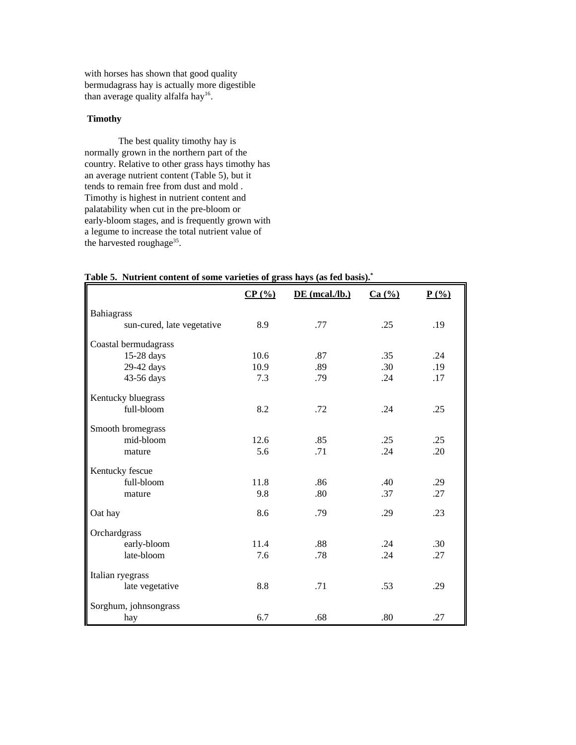with horses has shown that good quality bermudagrass hay is actually more digestible than average quality alfalfa hay[16].

**Timothy**

The best quality timothy hay is normally grown in the northern part of the country. Relative to other grass hays timothy has an average nutrient content (Table 5), but it tends to remain free from dust and mold . Timothy is highest in nutrient content and palatability when cut in the pre-bloom or early-bloom stages, and is frequently grown with a legume to increase the total nutrient value of the harvested roughage[35].

**Table 5. Nutrient content of some varieties of grass hays (as fed basis).***

| | CP (%) | DE (mcal./lb.) | Ca (%) | P (%) |
|---|---|---|---|---|
| Bahiagrass | | | | |
| sun-cured, late vegetative | 8.9 | .77 | .25 | .19 |
| Coastal bermudagrass | | | | |
| 15-28 days | 10.6 | .87 | .35 | .24 |
| 29-42 days | 10.9 | .89 | .30 | .19 |
| 43-56 days | 7.3 | .79 | .24 | .17 |
| Kentucky bluegrass | | | | |
| full-bloom | 8.2 | .72 | .24 | .25 |
| Smooth bromegrass | | | | |
| mid-bloom | 12.6 | .85 | .25 | .25 |
| mature | 5.6 | .71 | .24 | .20 |
| Kentucky fescue | | | | |
| full-bloom | 11.8 | .86 | .40 | .29 |
| mature | 9.8 | .80 | .37 | .27 |
| Oat hay | 8.6 | .79 | .29 | .23 |
| Orchardgrass | | | | |
| early-bloom | 11.4 | .88 | .24 | .30 |
| late-bloom | 7.6 | .78 | .24 | .27 |
| Italian ryegrass | | | | |
| late vegetative | 8.8 | .71 | .53 | .29 |
| Sorghum, johnsongrass | | | | |
| hay | 6.7 | .68 | .80 | .27 |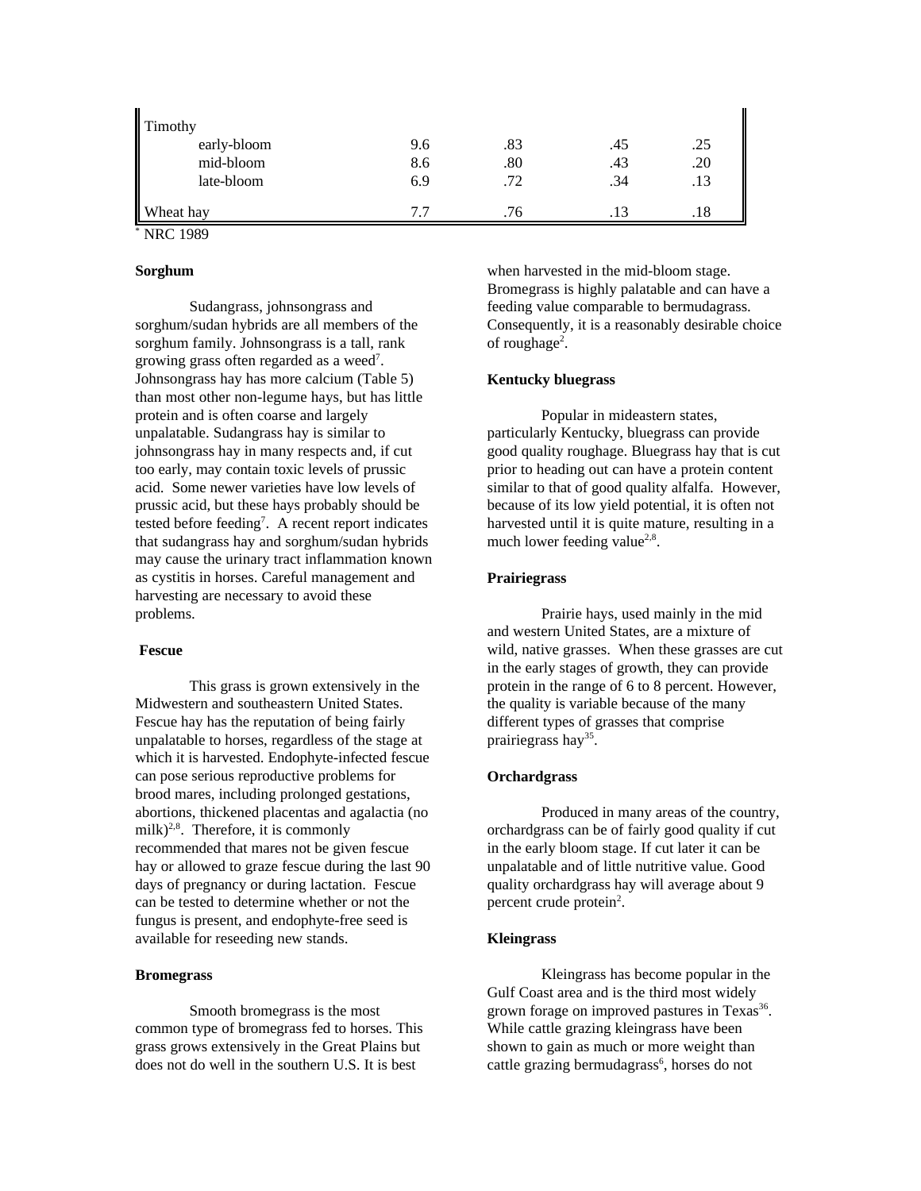| | | | | |
|---|---|---|---|---|
| Timothy | | | | |
| early-bloom | 9.6 | .83 | .45 | .25 |
| mid-bloom | 8.6 | .80 | .43 | .20 |
| late-bloom | 6.9 | .72 | .34 | .13 |
| Wheat hay | 7.7 | .76 | .13 | .18 |

* NRC 1989

**Sorghum**

Sudangrass, johnsongrass and sorghum/sudan hybrids are all members of the sorghum family. Johnsongrass is a tall, rank growing grass often regarded as a weed[7]. Johnsongrass hay has more calcium (Table 5) than most other non-legume hays, but has little protein and is often coarse and largely unpalatable. Sudangrass hay is similar to johnsongrass hay in many respects and, if cut too early, may contain toxic levels of prussic acid. Some newer varieties have low levels of prussic acid, but these hays probably should be tested before feeding[7]. A recent report indicates that sudangrass hay and sorghum/sudan hybrids may cause the urinary tract inflammation known as cystitis in horses. Careful management and harvesting are necessary to avoid these problems.

**Fescue**

This grass is grown extensively in the Midwestern and southeastern United States. Fescue hay has the reputation of being fairly unpalatable to horses, regardless of the stage at which it is harvested. Endophyte-infected fescue can pose serious reproductive problems for brood mares, including prolonged gestations, abortions, thickened placentas and agalactia (no milk)[2,8]. Therefore, it is commonly recommended that mares not be given fescue hay or allowed to graze fescue during the last 90 days of pregnancy or during lactation. Fescue can be tested to determine whether or not the fungus is present, and endophyte-free seed is available for reseeding new stands.

**Bromegrass**

Smooth bromegrass is the most common type of bromegrass fed to horses. This grass grows extensively in the Great Plains but does not do well in the southern U.S. It is best when harvested in the mid-bloom stage. Bromegrass is highly palatable and can have a feeding value comparable to bermudagrass. Consequently, it is a reasonably desirable choice of roughage[2].

**Kentucky bluegrass**

Popular in mideastern states, particularly Kentucky, bluegrass can provide good quality roughage. Bluegrass hay that is cut prior to heading out can have a protein content similar to that of good quality alfalfa. However, because of its low yield potential, it is often not harvested until it is quite mature, resulting in a much lower feeding value[2,8].

**Prairiegrass**

Prairie hays, used mainly in the mid and western United States, are a mixture of wild, native grasses. When these grasses are cut in the early stages of growth, they can provide protein in the range of 6 to 8 percent. However, the quality is variable because of the many different types of grasses that comprise prairiegrass hay[35].

**Orchardgrass**

Produced in many areas of the country, orchardgrass can be of fairly good quality if cut in the early bloom stage. If cut later it can be unpalatable and of little nutritive value. Good quality orchardgrass hay will average about 9 percent crude protein[2].

**Kleingrass**

Kleingrass has become popular in the Gulf Coast area and is the third most widely grown forage on improved pastures in Texas[36]. While cattle grazing kleingrass have been shown to gain as much or more weight than cattle grazing bermudagrass[6], horses do not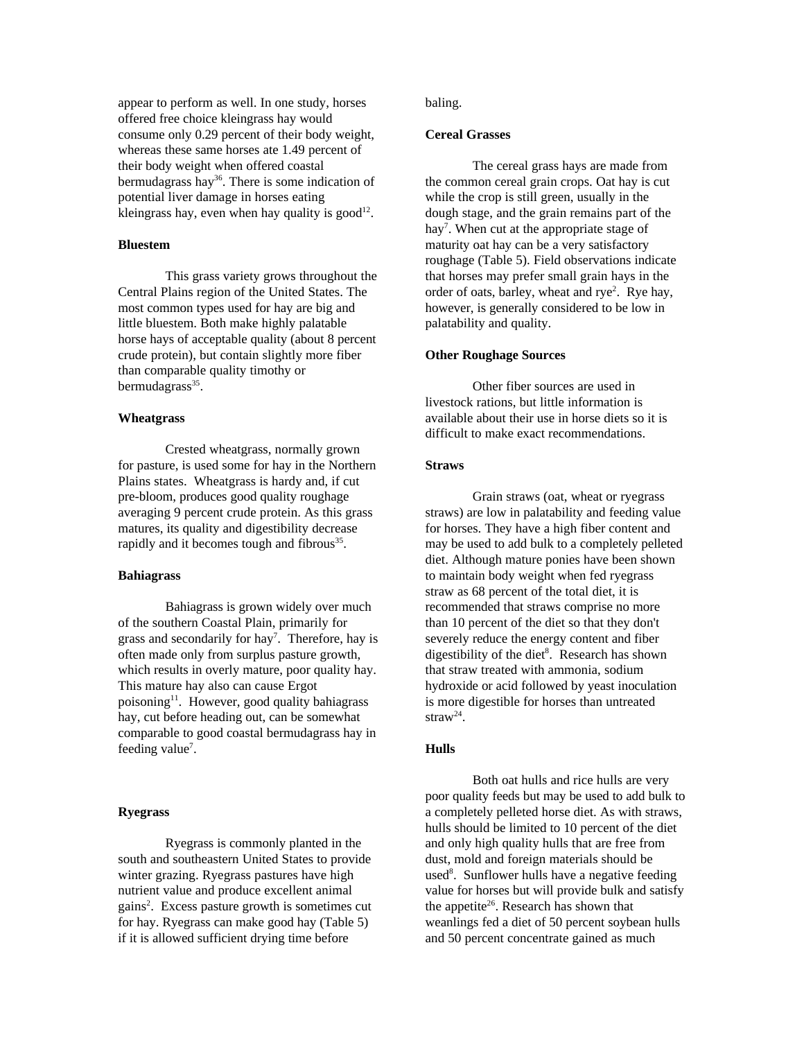appear to perform as well. In one study, horses offered free choice kleingrass hay would consume only 0.29 percent of their body weight, whereas these same horses ate 1.49 percent of their body weight when offered coastal bermudagrass hay[36]. There is some indication of potential liver damage in horses eating kleingrass hay, even when hay quality is good[12].

**Bluestem**

This grass variety grows throughout the Central Plains region of the United States. The most common types used for hay are big and little bluestem. Both make highly palatable horse hays of acceptable quality (about 8 percent crude protein), but contain slightly more fiber than comparable quality timothy or bermudagrass[35].

**Wheatgrass**

Crested wheatgrass, normally grown for pasture, is used some for hay in the Northern Plains states. Wheatgrass is hardy and, if cut pre-bloom, produces good quality roughage averaging 9 percent crude protein. As this grass matures, its quality and digestibility decrease rapidly and it becomes tough and fibrous[35].

**Bahiagrass**

Bahiagrass is grown widely over much of the southern Coastal Plain, primarily for grass and secondarily for hay[7]. Therefore, hay is often made only from surplus pasture growth, which results in overly mature, poor quality hay. This mature hay also can cause Ergot poisoning[11]. However, good quality bahiagrass hay, cut before heading out, can be somewhat comparable to good coastal bermudagrass hay in feeding value[7].

**Ryegrass**

Ryegrass is commonly planted in the south and southeastern United States to provide winter grazing. Ryegrass pastures have high nutrient value and produce excellent animal gains[2]. Excess pasture growth is sometimes cut for hay. Ryegrass can make good hay (Table 5) if it is allowed sufficient drying time before baling.

**Cereal Grasses**

The cereal grass hays are made from the common cereal grain crops. Oat hay is cut while the crop is still green, usually in the dough stage, and the grain remains part of the hay[7]. When cut at the appropriate stage of maturity oat hay can be a very satisfactory roughage (Table 5). Field observations indicate that horses may prefer small grain hays in the order of oats, barley, wheat and rye[2]. Rye hay, however, is generally considered to be low in palatability and quality.

**Other Roughage Sources**

Other fiber sources are used in livestock rations, but little information is available about their use in horse diets so it is difficult to make exact recommendations.

**Straws**

Grain straws (oat, wheat or ryegrass straws) are low in palatability and feeding value for horses. They have a high fiber content and may be used to add bulk to a completely pelleted diet. Although mature ponies have been shown to maintain body weight when fed ryegrass straw as 68 percent of the total diet, it is recommended that straws comprise no more than 10 percent of the diet so that they don't severely reduce the energy content and fiber digestibility of the diet[8]. Research has shown that straw treated with ammonia, sodium hydroxide or acid followed by yeast inoculation is more digestible for horses than untreated straw[24].

**Hulls**

Both oat hulls and rice hulls are very poor quality feeds but may be used to add bulk to a completely pelleted horse diet. As with straws, hulls should be limited to 10 percent of the diet and only high quality hulls that are free from dust, mold and foreign materials should be used[8]. Sunflower hulls have a negative feeding value for horses but will provide bulk and satisfy the appetite[26]. Research has shown that weanlings fed a diet of 50 percent soybean hulls and 50 percent concentrate gained as much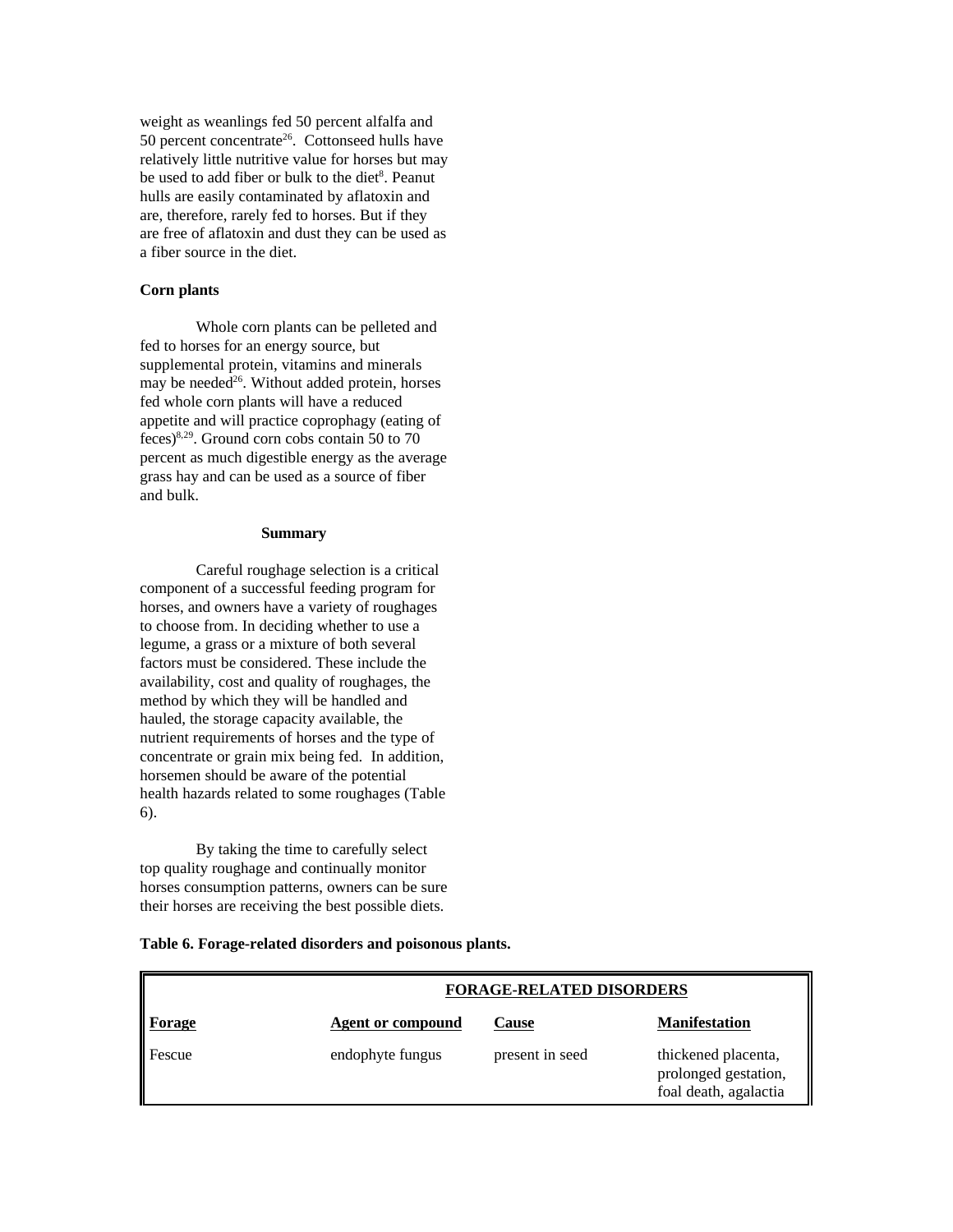weight as weanlings fed 50 percent alfalfa and 50 percent concentrate[26]. Cottonseed hulls have relatively little nutritive value for horses but may be used to add fiber or bulk to the diet[8]. Peanut hulls are easily contaminated by aflatoxin and are, therefore, rarely fed to horses. But if they are free of aflatoxin and dust they can be used as a fiber source in the diet.

**Corn plants**

Whole corn plants can be pelleted and fed to horses for an energy source, but supplemental protein, vitamins and minerals may be needed[26]. Without added protein, horses fed whole corn plants will have a reduced appetite and will practice coprophagy (eating of feces)[8,29]. Ground corn cobs contain 50 to 70 percent as much digestible energy as the average grass hay and can be used as a source of fiber and bulk.

## Summary

Careful roughage selection is a critical component of a successful feeding program for horses, and owners have a variety of roughages to choose from. In deciding whether to use a legume, a grass or a mixture of both several factors must be considered. These include the availability, cost and quality of roughages, the method by which they will be handled and hauled, the storage capacity available, the nutrient requirements of horses and the type of concentrate or grain mix being fed. In addition, horsemen should be aware of the potential health hazards related to some roughages (Table 6).

By taking the time to carefully select top quality roughage and continually monitor horses consumption patterns, owners can be sure their horses are receiving the best possible diets.

**Table 6. Forage-related disorders and poisonous plants.**

| | FORAGE-RELATED DISORDERS | | |
|---|---|---|---|
| **Forage** | **Agent or compound** | **Cause** | **Manifestation** |
| Fescue | endophyte fungus | present in seed | thickened placenta, prolonged gestation, foal death, agalactia |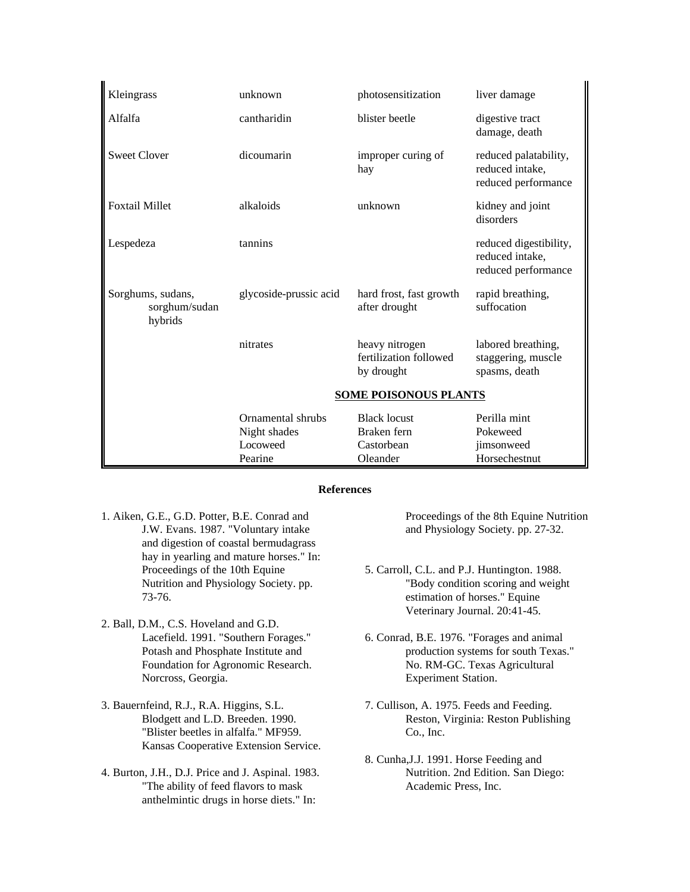| | | | |
|---|---|---|---|
| Kleingrass | unknown | photosensitization | liver damage |
| Alfalfa | cantharidin | blister beetle | digestive tract damage, death |
| Sweet Clover | dicoumarin | improper curing of hay | reduced palatability, reduced intake, reduced performance |
| Foxtail Millet | alkaloids | unknown | kidney and joint disorders |
| Lespedeza | tannins | | reduced digestibility, reduced intake, reduced performance |
| Sorghums, sudans, sorghum/sudan hybrids | glycoside-prussic acid | hard frost, fast growth after drought | rapid breathing, suffocation |
| | nitrates | heavy nitrogen fertilization followed by drought | labored breathing, staggering, muscle spasms, death |
| | **SOME POISONOUS PLANTS** | | |
| | Ornamental shrubs | Black locust | Perilla mint |
| | Night shades | Braken fern | Pokeweed |
| | Locoweed | Castorbean | jimsonweed |
| | Pearine | Oleander | Horsechestnut |

## References

1. Aiken, G.E., G.D. Potter, B.E. Conrad and J.W. Evans. 1987. "Voluntary intake and digestion of coastal bermudagrass hay in yearling and mature horses." In: Proceedings of the 10th Equine Nutrition and Physiology Society. pp. 73-76.

2. Ball, D.M., C.S. Hoveland and G.D. Lacefield. 1991. "Southern Forages." Potash and Phosphate Institute and Foundation for Agronomic Research. Norcross, Georgia.

3. Bauernfeind, R.J., R.A. Higgins, S.L. Blodgett and L.D. Breeden. 1990. "Blister beetles in alfalfa." MF959. Kansas Cooperative Extension Service.

4. Burton, J.H., D.J. Price and J. Aspinal. 1983. "The ability of feed flavors to mask anthelmintic drugs in horse diets." In: Proceedings of the 8th Equine Nutrition and Physiology Society. pp. 27-32.

5. Carroll, C.L. and P.J. Huntington. 1988. "Body condition scoring and weight estimation of horses." Equine Veterinary Journal. 20:41-45.

6. Conrad, B.E. 1976. "Forages and animal production systems for south Texas." No. RM-GC. Texas Agricultural Experiment Station.

7. Cullison, A. 1975. Feeds and Feeding. Reston, Virginia: Reston Publishing Co., Inc.

8. Cunha,J.J. 1991. Horse Feeding and Nutrition. 2nd Edition. San Diego: Academic Press, Inc.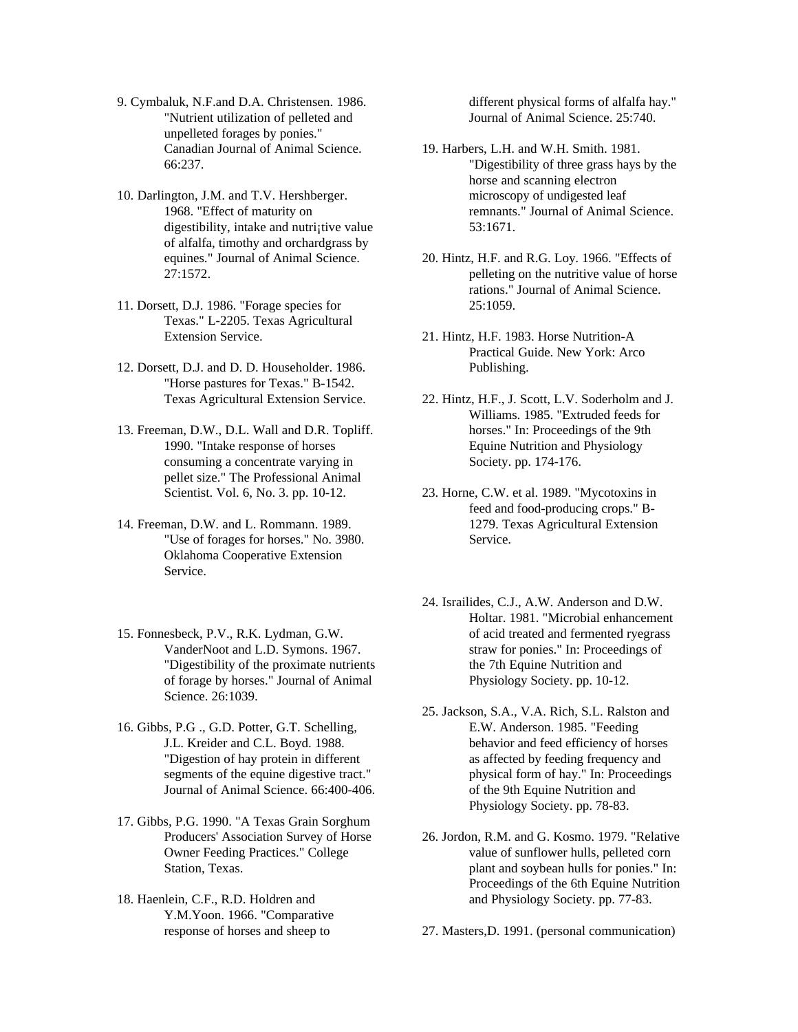9. Cymbaluk, N.F.and D.A. Christensen. 1986. "Nutrient utilization of pelleted and unpelleted forages by ponies." Canadian Journal of Animal Science. 66:237.

10. Darlington, J.M. and T.V. Hershberger. 1968. "Effect of maturity on digestibility, intake and nutri¡tive value of alfalfa, timothy and orchardgrass by equines." Journal of Animal Science. 27:1572.

11. Dorsett, D.J. 1986. "Forage species for Texas." L-2205. Texas Agricultural Extension Service.

12. Dorsett, D.J. and D. D. Householder. 1986. "Horse pastures for Texas." B-1542. Texas Agricultural Extension Service.

13. Freeman, D.W., D.L. Wall and D.R. Topliff. 1990. "Intake response of horses consuming a concentrate varying in pellet size." The Professional Animal Scientist. Vol. 6, No. 3. pp. 10-12.

14. Freeman, D.W. and L. Rommann. 1989. "Use of forages for horses." No. 3980. Oklahoma Cooperative Extension Service.

15. Fonnesbeck, P.V., R.K. Lydman, G.W. VanderNoot and L.D. Symons. 1967. "Digestibility of the proximate nutrients of forage by horses." Journal of Animal Science. 26:1039.

16. Gibbs, P.G ., G.D. Potter, G.T. Schelling, J.L. Kreider and C.L. Boyd. 1988. "Digestion of hay protein in different segments of the equine digestive tract." Journal of Animal Science. 66:400-406.

17. Gibbs, P.G. 1990. "A Texas Grain Sorghum Producers' Association Survey of Horse Owner Feeding Practices." College Station, Texas.

18. Haenlein, C.F., R.D. Holdren and Y.M.Yoon. 1966. "Comparative response of horses and sheep to different physical forms of alfalfa hay." Journal of Animal Science. 25:740.

19. Harbers, L.H. and W.H. Smith. 1981. "Digestibility of three grass hays by the horse and scanning electron microscopy of undigested leaf remnants." Journal of Animal Science. 53:1671.

20. Hintz, H.F. and R.G. Loy. 1966. "Effects of pelleting on the nutritive value of horse rations." Journal of Animal Science. 25:1059.

21. Hintz, H.F. 1983. Horse Nutrition-A Practical Guide. New York: Arco Publishing.

22. Hintz, H.F., J. Scott, L.V. Soderholm and J. Williams. 1985. "Extruded feeds for horses." In: Proceedings of the 9th Equine Nutrition and Physiology Society. pp. 174-176.

23. Horne, C.W. et al. 1989. "Mycotoxins in feed and food-producing crops." B-1279. Texas Agricultural Extension Service.

24. Israilides, C.J., A.W. Anderson and D.W. Holtar. 1981. "Microbial enhancement of acid treated and fermented ryegrass straw for ponies." In: Proceedings of the 7th Equine Nutrition and Physiology Society. pp. 10-12.

25. Jackson, S.A., V.A. Rich, S.L. Ralston and E.W. Anderson. 1985. "Feeding behavior and feed efficiency of horses as affected by feeding frequency and physical form of hay." In: Proceedings of the 9th Equine Nutrition and Physiology Society. pp. 78-83.

26. Jordon, R.M. and G. Kosmo. 1979. "Relative value of sunflower hulls, pelleted corn plant and soybean hulls for ponies." In: Proceedings of the 6th Equine Nutrition and Physiology Society. pp. 77-83.

27. Masters,D. 1991. (personal communication)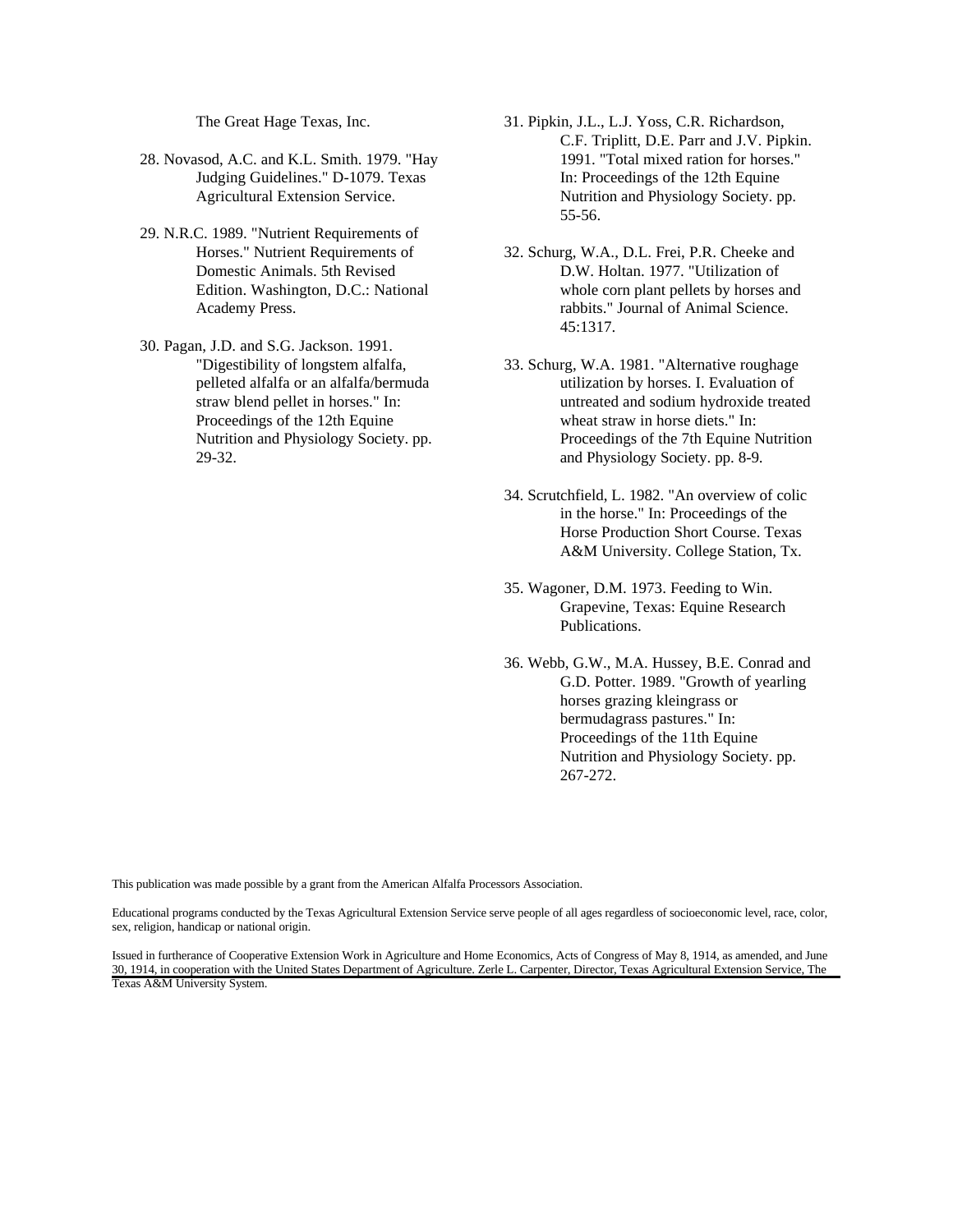The Great Hage Texas, Inc.

28. Novasod, A.C. and K.L. Smith. 1979. "Hay Judging Guidelines." D-1079. Texas Agricultural Extension Service.

29. N.R.C. 1989. "Nutrient Requirements of Horses." Nutrient Requirements of Domestic Animals. 5th Revised Edition. Washington, D.C.: National Academy Press.

30. Pagan, J.D. and S.G. Jackson. 1991. "Digestibility of longstem alfalfa, pelleted alfalfa or an alfalfa/bermuda straw blend pellet in horses." In: Proceedings of the 12th Equine Nutrition and Physiology Society. pp. 29-32.

31. Pipkin, J.L., L.J. Yoss, C.R. Richardson, C.F. Triplitt, D.E. Parr and J.V. Pipkin. 1991. "Total mixed ration for horses." In: Proceedings of the 12th Equine Nutrition and Physiology Society. pp. 55-56.

32. Schurg, W.A., D.L. Frei, P.R. Cheeke and D.W. Holtan. 1977. "Utilization of whole corn plant pellets by horses and rabbits." Journal of Animal Science. 45:1317.

33. Schurg, W.A. 1981. "Alternative roughage utilization by horses. I. Evaluation of untreated and sodium hydroxide treated wheat straw in horse diets." In: Proceedings of the 7th Equine Nutrition and Physiology Society. pp. 8-9.

34. Scrutchfield, L. 1982. "An overview of colic in the horse." In: Proceedings of the Horse Production Short Course. Texas A&M University. College Station, Tx.

35. Wagoner, D.M. 1973. Feeding to Win. Grapevine, Texas: Equine Research Publications.

36. Webb, G.W., M.A. Hussey, B.E. Conrad and G.D. Potter. 1989. "Growth of yearling horses grazing kleingrass or bermudagrass pastures." In: Proceedings of the 11th Equine Nutrition and Physiology Society. pp. 267-272.

This publication was made possible by a grant from the American Alfalfa Processors Association.

Educational programs conducted by the Texas Agricultural Extension Service serve people of all ages regardless of socioeconomic level, race, color, sex, religion, handicap or national origin.

Issued in furtherance of Cooperative Extension Work in Agriculture and Home Economics, Acts of Congress of May 8, 1914, as amended, and June 30, 1914, in cooperation with the United States Department of Agriculture. Zerle L. Carpenter, Director, Texas Agricultural Extension Service, The Texas A&M University System.